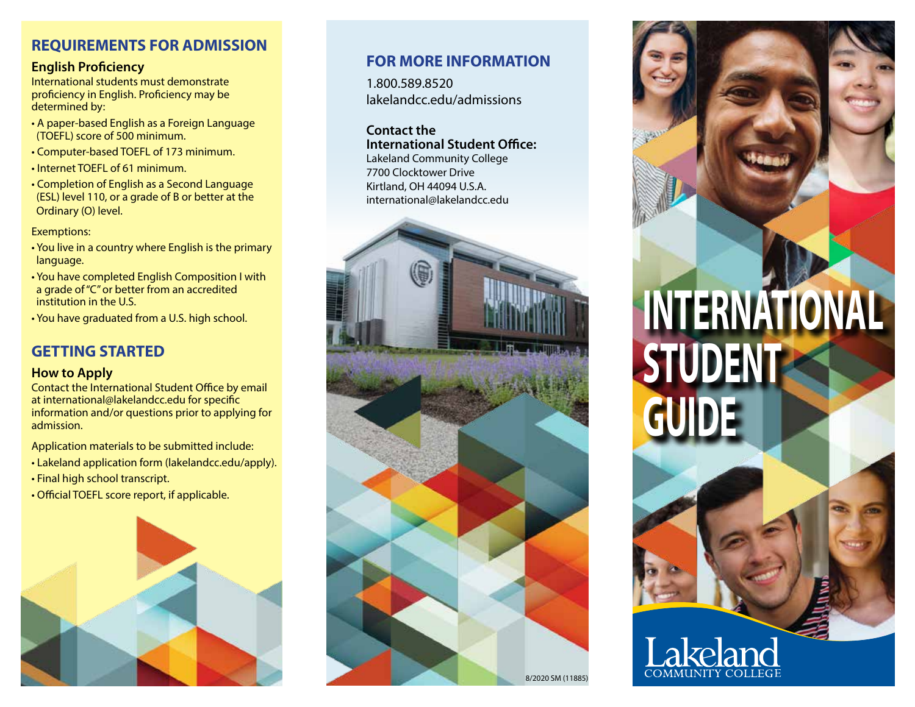## REQUIREMENTS FOR ADMISSION

### English Proficiency

International students must demonstrate proficiency in English. Proficiency may be determined by:

- A paper-based English as a Foreign Language (TOEFL) score of 500 minimum.
- Computer-based TOEFL of 173 minimum.
- Internet TOEFL of 61 minimum.
- Completion of English as a Second Language (ESL) level 110, or a grade of B or better at the Ordinary (O) level.

Exemptions:

- You live in a country where English is the primary language.
- You have completed English Composition I with a grade of "C" or better from an accredited institution in the U.S.
- You have graduated from a U.S. high school.

## GETTING STARTED

### How to Apply

Contact the International Student Office by email at international@lakelandcc.edu for specific information and/or questions prior to applying for admission.

Application materials to be submitted include:

- Lakeland application form (lakelandcc.edu/apply).
- Final high school transcript.
- Official TOEFL score report, if applicable.

## FOR MORE INFORMATION

1.800.589.8520
lakelandcc.edu/admissions

**Contact the International Student Office:**
Lakeland Community College
7700 Clocktower Drive
Kirtland, OH 44094 U.S.A.
international@lakelandcc.edu

8/2020 SM (11885)

# INTERNATIONAL STUDENT GUIDE

Lakeland
COMMUNITY COLLEGE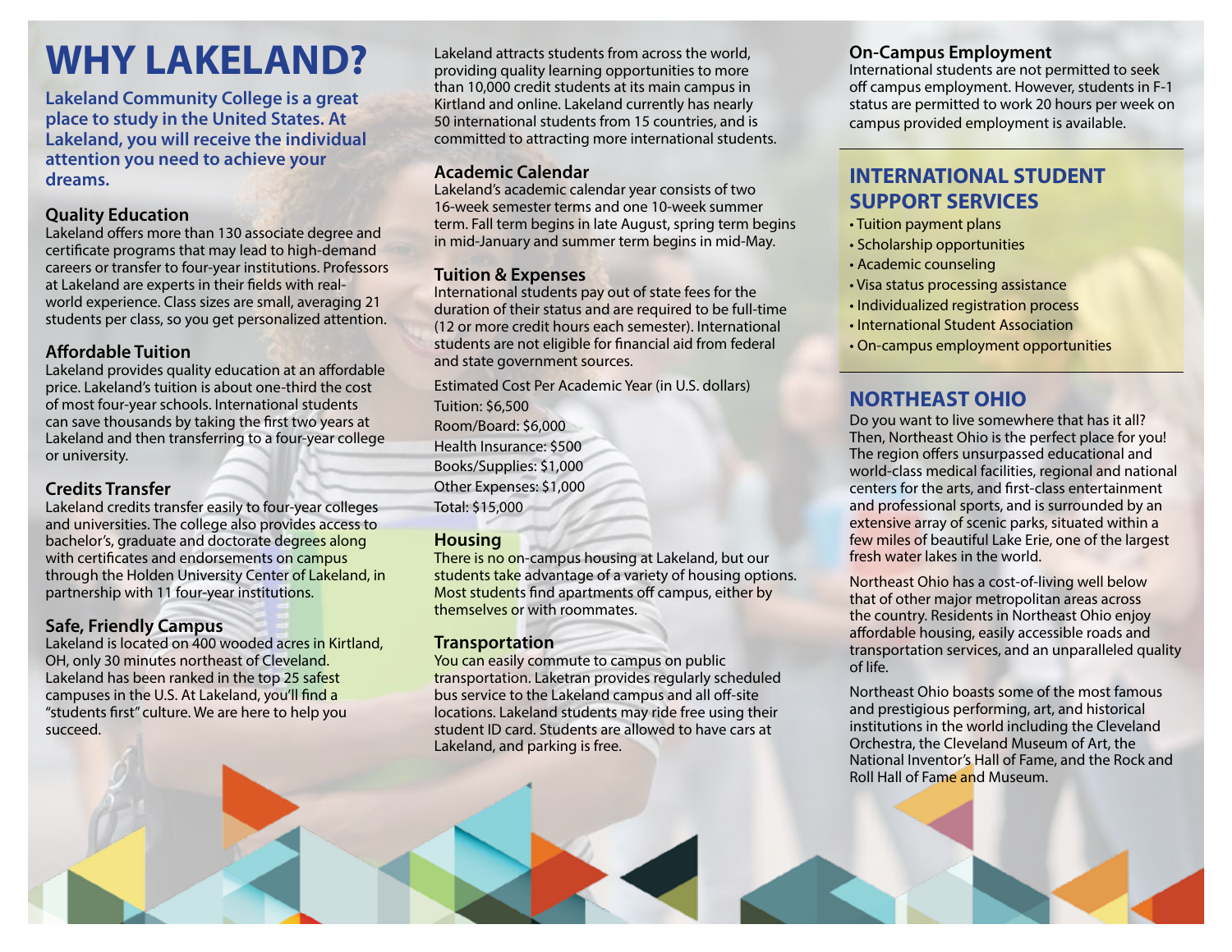# WHY LAKELAND?

**Lakeland Community College is a great place to study in the United States. At Lakeland, you will receive the individual attention you need to achieve your dreams.**

### Quality Education

Lakeland offers more than 130 associate degree and certificate programs that may lead to high-demand careers or transfer to four-year institutions. Professors at Lakeland are experts in their fields with real-world experience. Class sizes are small, averaging 21 students per class, so you get personalized attention.

### Affordable Tuition

Lakeland provides quality education at an affordable price. Lakeland's tuition is about one-third the cost of most four-year schools. International students can save thousands by taking the first two years at Lakeland and then transferring to a four-year college or university.

### Credits Transfer

Lakeland credits transfer easily to four-year colleges and universities. The college also provides access to bachelor's, graduate and doctorate degrees along with certificates and endorsements on campus through the Holden University Center of Lakeland, in partnership with 11 four-year institutions.

### Safe, Friendly Campus

Lakeland is located on 400 wooded acres in Kirtland, OH, only 30 minutes northeast of Cleveland. Lakeland has been ranked in the top 25 safest campuses in the U.S. At Lakeland, you'll find a "students first" culture. We are here to help you succeed.

Lakeland attracts students from across the world, providing quality learning opportunities to more than 10,000 credit students at its main campus in Kirtland and online. Lakeland currently has nearly 50 international students from 15 countries, and is committed to attracting more international students.

### Academic Calendar

Lakeland's academic calendar year consists of two 16-week semester terms and one 10-week summer term. Fall term begins in late August, spring term begins in mid-January and summer term begins in mid-May.

### Tuition & Expenses

International students pay out of state fees for the duration of their status and are required to be full-time (12 or more credit hours each semester). International students are not eligible for financial aid from federal and state government sources.

Estimated Cost Per Academic Year (in U.S. dollars)
Tuition: $6,500
Room/Board: $6,000
Health Insurance: $500
Books/Supplies: $1,000
Other Expenses: $1,000
Total: $15,000

### Housing

There is no on-campus housing at Lakeland, but our students take advantage of a variety of housing options. Most students find apartments off campus, either by themselves or with roommates.

### Transportation

You can easily commute to campus on public transportation. Laketran provides regularly scheduled bus service to the Lakeland campus and all off-site locations. Lakeland students may ride free using their student ID card. Students are allowed to have cars at Lakeland, and parking is free.

### On-Campus Employment

International students are not permitted to seek off campus employment. However, students in F-1 status are permitted to work 20 hours per week on campus provided employment is available.

## INTERNATIONAL STUDENT SUPPORT SERVICES

- Tuition payment plans
- Scholarship opportunities
- Academic counseling
- Visa status processing assistance
- Individualized registration process
- International Student Association
- On-campus employment opportunities

## NORTHEAST OHIO

Do you want to live somewhere that has it all? Then, Northeast Ohio is the perfect place for you! The region offers unsurpassed educational and world-class medical facilities, regional and national centers for the arts, and first-class entertainment and professional sports, and is surrounded by an extensive array of scenic parks, situated within a few miles of beautiful Lake Erie, one of the largest fresh water lakes in the world.

Northeast Ohio has a cost-of-living well below that of other major metropolitan areas across the country. Residents in Northeast Ohio enjoy affordable housing, easily accessible roads and transportation services, and an unparalleled quality of life.

Northeast Ohio boasts some of the most famous and prestigious performing, art, and historical institutions in the world including the Cleveland Orchestra, the Cleveland Museum of Art, the National Inventor's Hall of Fame, and the Rock and Roll Hall of Fame and Museum.